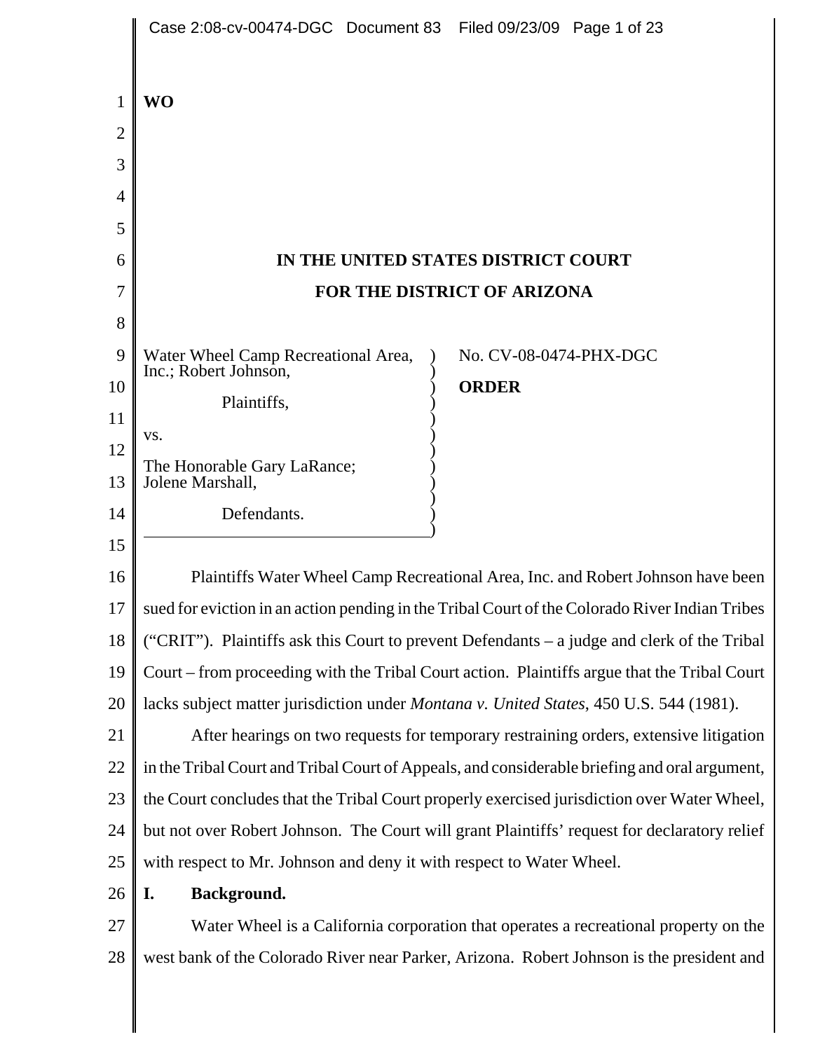**WO**

**IN THE UNITED STATES DISTRICT COURT**

**FOR THE DISTRICT OF ARIZONA**

| | |
|---|---|
| Water Wheel Camp Recreational Area, Inc.; Robert Johnson,<br><br>Plaintiffs,<br><br>vs.<br><br>The Honorable Gary LaRance; Jolene Marshall,<br><br>Defendants. | No. CV-08-0474-PHX-DGC<br><br>**ORDER** |

Plaintiffs Water Wheel Camp Recreational Area, Inc. and Robert Johnson have been sued for eviction in an action pending in the Tribal Court of the Colorado River Indian Tribes ("CRIT"). Plaintiffs ask this Court to prevent Defendants – a judge and clerk of the Tribal Court – from proceeding with the Tribal Court action. Plaintiffs argue that the Tribal Court lacks subject matter jurisdiction under *Montana v. United States*, 450 U.S. 544 (1981).

After hearings on two requests for temporary restraining orders, extensive litigation in the Tribal Court and Tribal Court of Appeals, and considerable briefing and oral argument, the Court concludes that the Tribal Court properly exercised jurisdiction over Water Wheel, but not over Robert Johnson. The Court will grant Plaintiffs' request for declaratory relief with respect to Mr. Johnson and deny it with respect to Water Wheel.

## I. Background.

Water Wheel is a California corporation that operates a recreational property on the west bank of the Colorado River near Parker, Arizona. Robert Johnson is the president and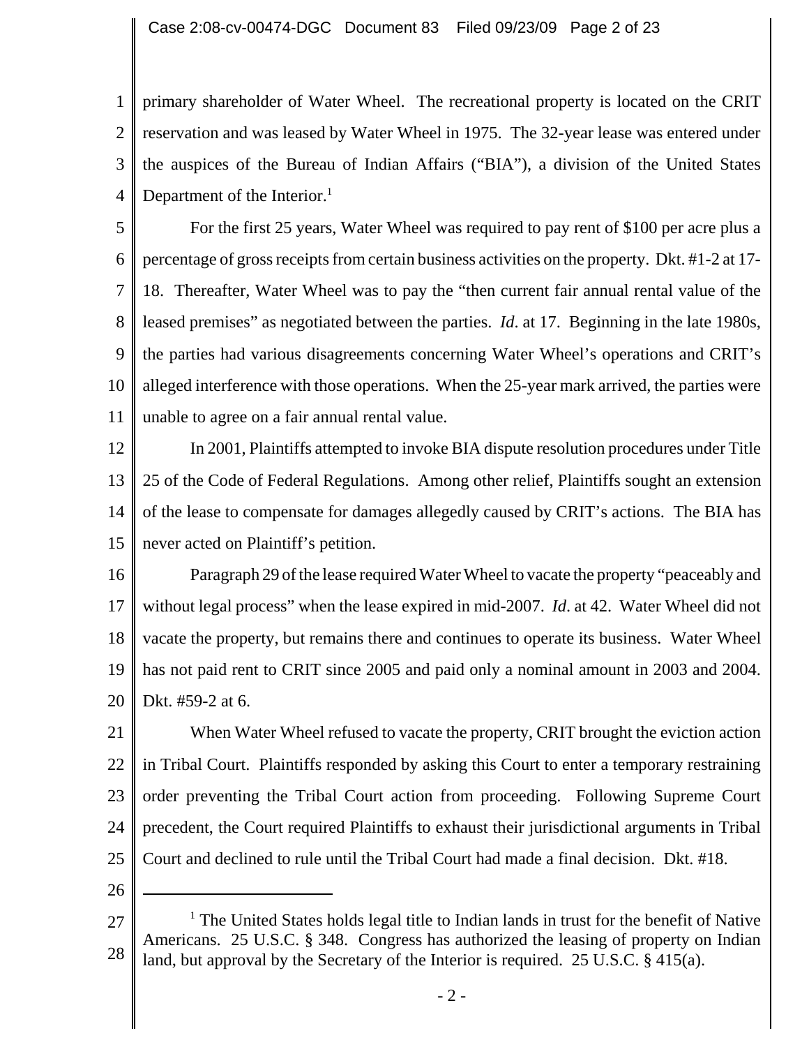primary shareholder of Water Wheel. The recreational property is located on the CRIT reservation and was leased by Water Wheel in 1975. The 32-year lease was entered under the auspices of the Bureau of Indian Affairs ("BIA"), a division of the United States Department of the Interior.[1]

For the first 25 years, Water Wheel was required to pay rent of $100 per acre plus a percentage of gross receipts from certain business activities on the property. Dkt. #1-2 at 17-18. Thereafter, Water Wheel was to pay the "then current fair annual rental value of the leased premises" as negotiated between the parties. *Id*. at 17. Beginning in the late 1980s, the parties had various disagreements concerning Water Wheel's operations and CRIT's alleged interference with those operations. When the 25-year mark arrived, the parties were unable to agree on a fair annual rental value.

In 2001, Plaintiffs attempted to invoke BIA dispute resolution procedures under Title 25 of the Code of Federal Regulations. Among other relief, Plaintiffs sought an extension of the lease to compensate for damages allegedly caused by CRIT's actions. The BIA has never acted on Plaintiff's petition.

Paragraph 29 of the lease required Water Wheel to vacate the property "peaceably and without legal process" when the lease expired in mid-2007. *Id*. at 42. Water Wheel did not vacate the property, but remains there and continues to operate its business. Water Wheel has not paid rent to CRIT since 2005 and paid only a nominal amount in 2003 and 2004. Dkt. #59-2 at 6.

When Water Wheel refused to vacate the property, CRIT brought the eviction action in Tribal Court. Plaintiffs responded by asking this Court to enter a temporary restraining order preventing the Tribal Court action from proceeding. Following Supreme Court precedent, the Court required Plaintiffs to exhaust their jurisdictional arguments in Tribal Court and declined to rule until the Tribal Court had made a final decision. Dkt. #18.

---

[1] The United States holds legal title to Indian lands in trust for the benefit of Native Americans. 25 U.S.C. § 348. Congress has authorized the leasing of property on Indian land, but approval by the Secretary of the Interior is required. 25 U.S.C. § 415(a).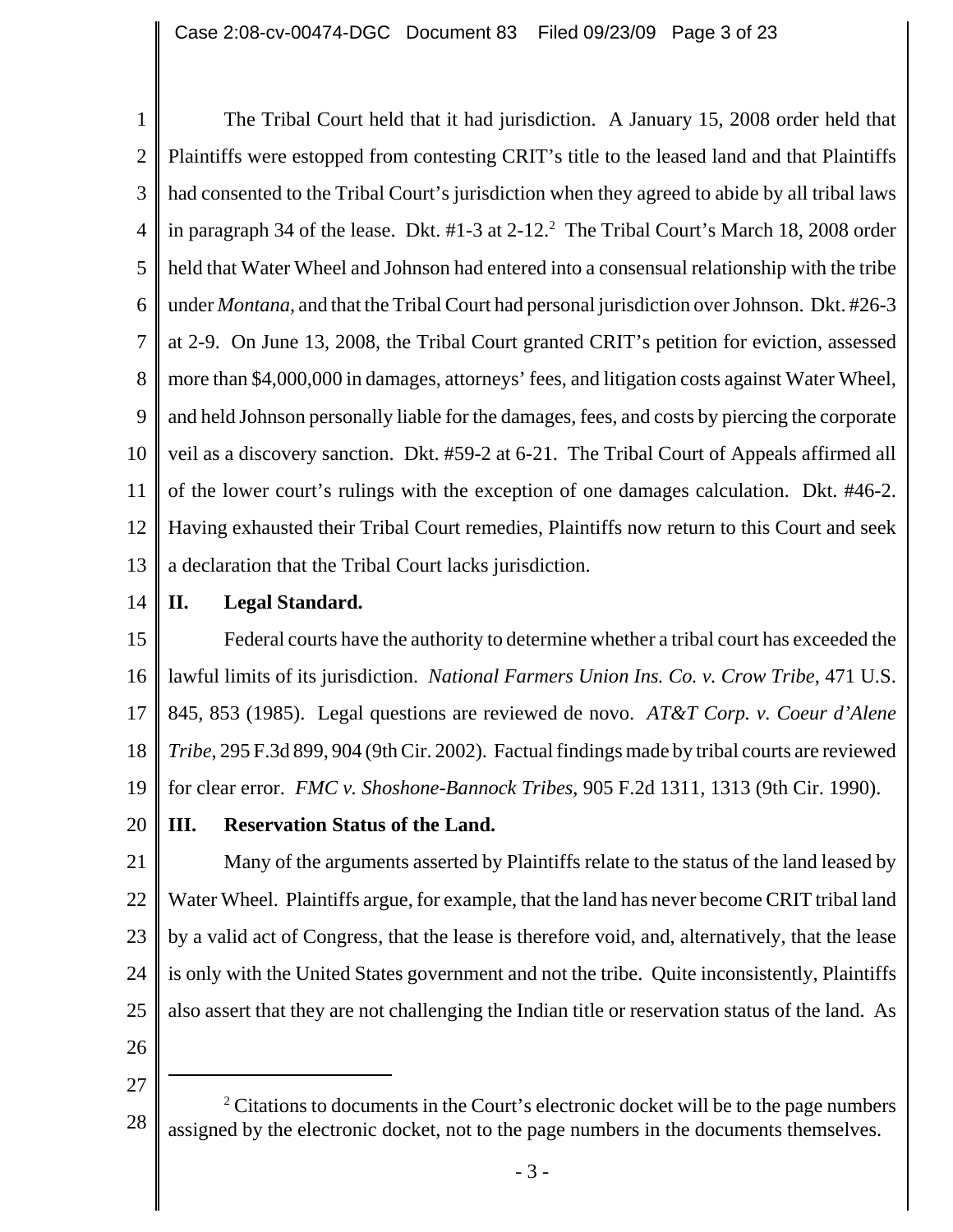The Tribal Court held that it had jurisdiction. A January 15, 2008 order held that Plaintiffs were estopped from contesting CRIT's title to the leased land and that Plaintiffs had consented to the Tribal Court's jurisdiction when they agreed to abide by all tribal laws in paragraph 34 of the lease. Dkt. #1-3 at 2-12.[2] The Tribal Court's March 18, 2008 order held that Water Wheel and Johnson had entered into a consensual relationship with the tribe under *Montana*, and that the Tribal Court had personal jurisdiction over Johnson. Dkt. #26-3 at 2-9. On June 13, 2008, the Tribal Court granted CRIT's petition for eviction, assessed more than $4,000,000 in damages, attorneys' fees, and litigation costs against Water Wheel, and held Johnson personally liable for the damages, fees, and costs by piercing the corporate veil as a discovery sanction. Dkt. #59-2 at 6-21. The Tribal Court of Appeals affirmed all of the lower court's rulings with the exception of one damages calculation. Dkt. #46-2. Having exhausted their Tribal Court remedies, Plaintiffs now return to this Court and seek a declaration that the Tribal Court lacks jurisdiction.

## II. Legal Standard.

Federal courts have the authority to determine whether a tribal court has exceeded the lawful limits of its jurisdiction. *National Farmers Union Ins. Co. v. Crow Tribe*, 471 U.S. 845, 853 (1985). Legal questions are reviewed de novo. *AT&T Corp. v. Coeur d'Alene Tribe*, 295 F.3d 899, 904 (9th Cir. 2002). Factual findings made by tribal courts are reviewed for clear error. *FMC v. Shoshone-Bannock Tribes*, 905 F.2d 1311, 1313 (9th Cir. 1990).

## III. Reservation Status of the Land.

Many of the arguments asserted by Plaintiffs relate to the status of the land leased by Water Wheel. Plaintiffs argue, for example, that the land has never become CRIT tribal land by a valid act of Congress, that the lease is therefore void, and, alternatively, that the lease is only with the United States government and not the tribe. Quite inconsistently, Plaintiffs also assert that they are not challenging the Indian title or reservation status of the land. As

---

[2] Citations to documents in the Court's electronic docket will be to the page numbers assigned by the electronic docket, not to the page numbers in the documents themselves.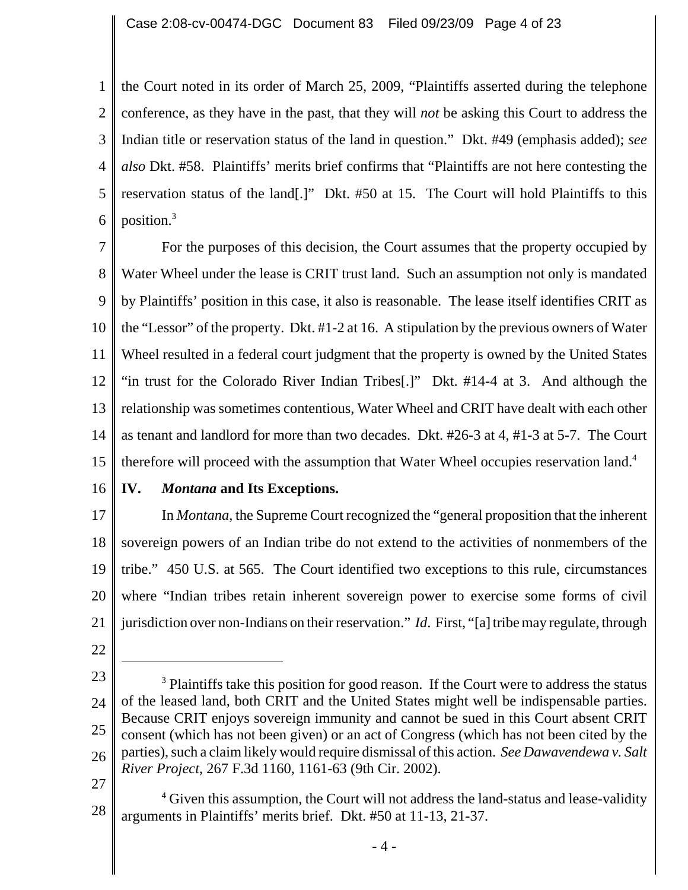the Court noted in its order of March 25, 2009, "Plaintiffs asserted during the telephone conference, as they have in the past, that they will *not* be asking this Court to address the Indian title or reservation status of the land in question." Dkt. #49 (emphasis added); *see also* Dkt. #58. Plaintiffs' merits brief confirms that "Plaintiffs are not here contesting the reservation status of the land[.]" Dkt. #50 at 15. The Court will hold Plaintiffs to this position.[3]

For the purposes of this decision, the Court assumes that the property occupied by Water Wheel under the lease is CRIT trust land. Such an assumption not only is mandated by Plaintiffs' position in this case, it also is reasonable. The lease itself identifies CRIT as the "Lessor" of the property. Dkt. #1-2 at 16. A stipulation by the previous owners of Water Wheel resulted in a federal court judgment that the property is owned by the United States "in trust for the Colorado River Indian Tribes[.]" Dkt. #14-4 at 3. And although the relationship was sometimes contentious, Water Wheel and CRIT have dealt with each other as tenant and landlord for more than two decades. Dkt. #26-3 at 4, #1-3 at 5-7. The Court therefore will proceed with the assumption that Water Wheel occupies reservation land.[4]

## IV. *Montana* and Its Exceptions.

In *Montana*, the Supreme Court recognized the "general proposition that the inherent sovereign powers of an Indian tribe do not extend to the activities of nonmembers of the tribe." 450 U.S. at 565. The Court identified two exceptions to this rule, circumstances where "Indian tribes retain inherent sovereign power to exercise some forms of civil jurisdiction over non-Indians on their reservation." *Id*. First, "[a] tribe may regulate, through

---

[3] Plaintiffs take this position for good reason. If the Court were to address the status of the leased land, both CRIT and the United States might well be indispensable parties. Because CRIT enjoys sovereign immunity and cannot be sued in this Court absent CRIT consent (which has not been given) or an act of Congress (which has not been cited by the parties), such a claim likely would require dismissal of this action. *See Dawavendewa v. Salt River Project*, 267 F.3d 1160, 1161-63 (9th Cir. 2002).

[4] Given this assumption, the Court will not address the land-status and lease-validity arguments in Plaintiffs' merits brief. Dkt. #50 at 11-13, 21-37.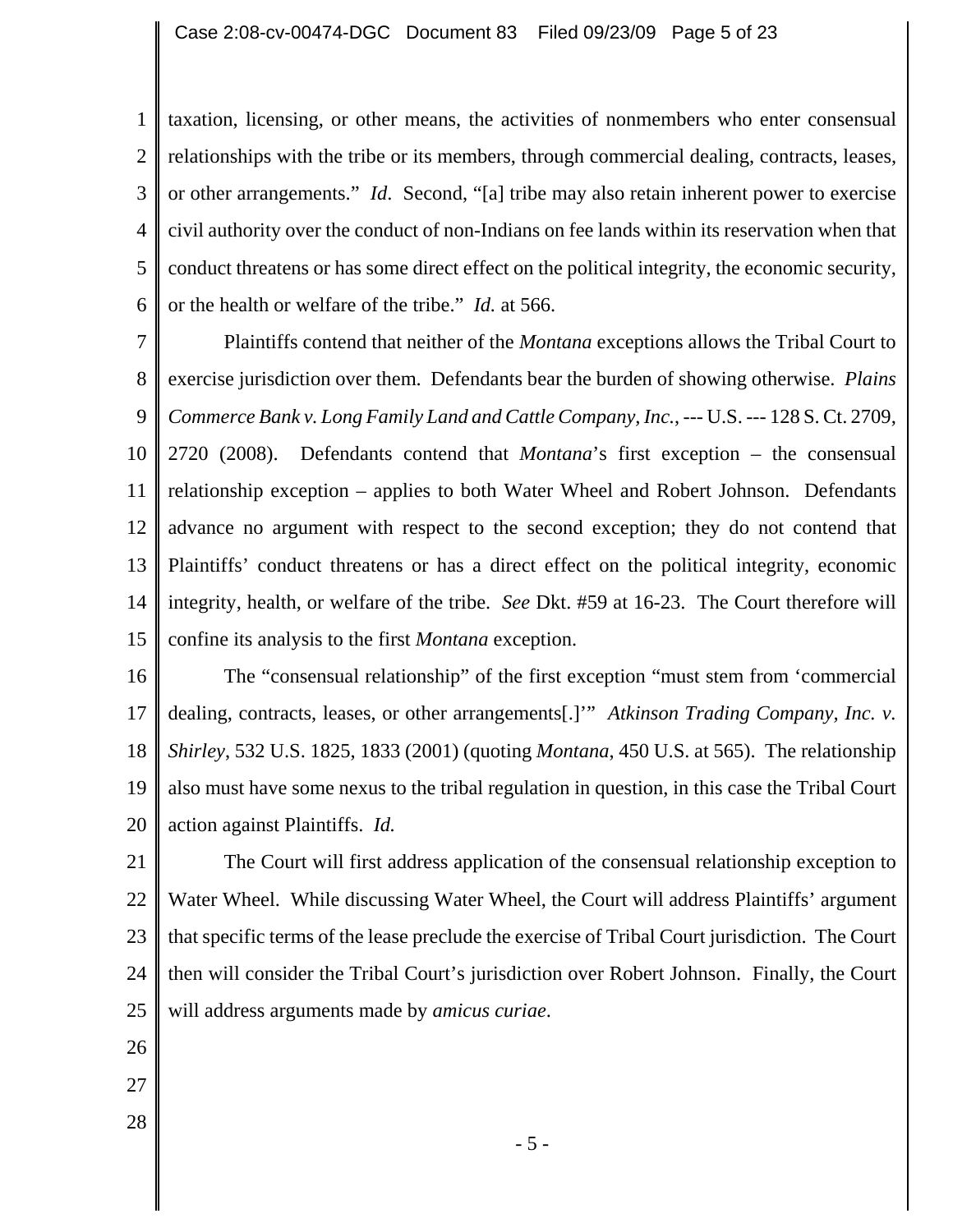taxation, licensing, or other means, the activities of nonmembers who enter consensual relationships with the tribe or its members, through commercial dealing, contracts, leases, or other arrangements." *Id*. Second, "[a] tribe may also retain inherent power to exercise civil authority over the conduct of non-Indians on fee lands within its reservation when that conduct threatens or has some direct effect on the political integrity, the economic security, or the health or welfare of the tribe." *Id.* at 566.

Plaintiffs contend that neither of the *Montana* exceptions allows the Tribal Court to exercise jurisdiction over them. Defendants bear the burden of showing otherwise. *Plains Commerce Bank v. Long Family Land and Cattle Company, Inc.*, --- U.S. --- 128 S. Ct. 2709, 2720 (2008). Defendants contend that *Montana*'s first exception – the consensual relationship exception – applies to both Water Wheel and Robert Johnson. Defendants advance no argument with respect to the second exception; they do not contend that Plaintiffs' conduct threatens or has a direct effect on the political integrity, economic integrity, health, or welfare of the tribe. *See* Dkt. #59 at 16-23. The Court therefore will confine its analysis to the first *Montana* exception.

The "consensual relationship" of the first exception "must stem from 'commercial dealing, contracts, leases, or other arrangements[.]'" *Atkinson Trading Company, Inc. v. Shirley*, 532 U.S. 1825, 1833 (2001) (quoting *Montana*, 450 U.S. at 565). The relationship also must have some nexus to the tribal regulation in question, in this case the Tribal Court action against Plaintiffs. *Id.*

The Court will first address application of the consensual relationship exception to Water Wheel. While discussing Water Wheel, the Court will address Plaintiffs' argument that specific terms of the lease preclude the exercise of Tribal Court jurisdiction. The Court then will consider the Tribal Court's jurisdiction over Robert Johnson. Finally, the Court will address arguments made by *amicus curiae*.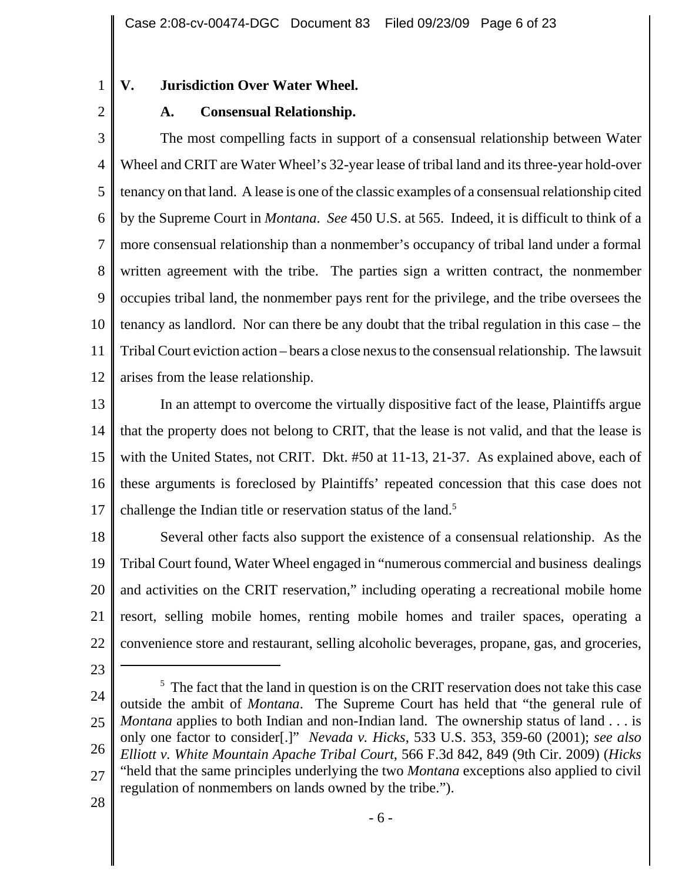## V. Jurisdiction Over Water Wheel.

### A. Consensual Relationship.

The most compelling facts in support of a consensual relationship between Water Wheel and CRIT are Water Wheel's 32-year lease of tribal land and its three-year hold-over tenancy on that land. A lease is one of the classic examples of a consensual relationship cited by the Supreme Court in *Montana*. *See* 450 U.S. at 565. Indeed, it is difficult to think of a more consensual relationship than a nonmember's occupancy of tribal land under a formal written agreement with the tribe. The parties sign a written contract, the nonmember occupies tribal land, the nonmember pays rent for the privilege, and the tribe oversees the tenancy as landlord. Nor can there be any doubt that the tribal regulation in this case – the Tribal Court eviction action – bears a close nexus to the consensual relationship. The lawsuit arises from the lease relationship.

In an attempt to overcome the virtually dispositive fact of the lease, Plaintiffs argue that the property does not belong to CRIT, that the lease is not valid, and that the lease is with the United States, not CRIT. Dkt. #50 at 11-13, 21-37. As explained above, each of these arguments is foreclosed by Plaintiffs' repeated concession that this case does not challenge the Indian title or reservation status of the land.[5]

Several other facts also support the existence of a consensual relationship. As the Tribal Court found, Water Wheel engaged in "numerous commercial and business dealings and activities on the CRIT reservation," including operating a recreational mobile home resort, selling mobile homes, renting mobile homes and trailer spaces, operating a convenience store and restaurant, selling alcoholic beverages, propane, gas, and groceries,

---

[5] The fact that the land in question is on the CRIT reservation does not take this case outside the ambit of *Montana*. The Supreme Court has held that "the general rule of *Montana* applies to both Indian and non-Indian land. The ownership status of land . . . is only one factor to consider[.]" *Nevada v. Hicks*, 533 U.S. 353, 359-60 (2001); *see also Elliott v. White Mountain Apache Tribal Court*, 566 F.3d 842, 849 (9th Cir. 2009) (*Hicks* "held that the same principles underlying the two *Montana* exceptions also applied to civil regulation of nonmembers on lands owned by the tribe.").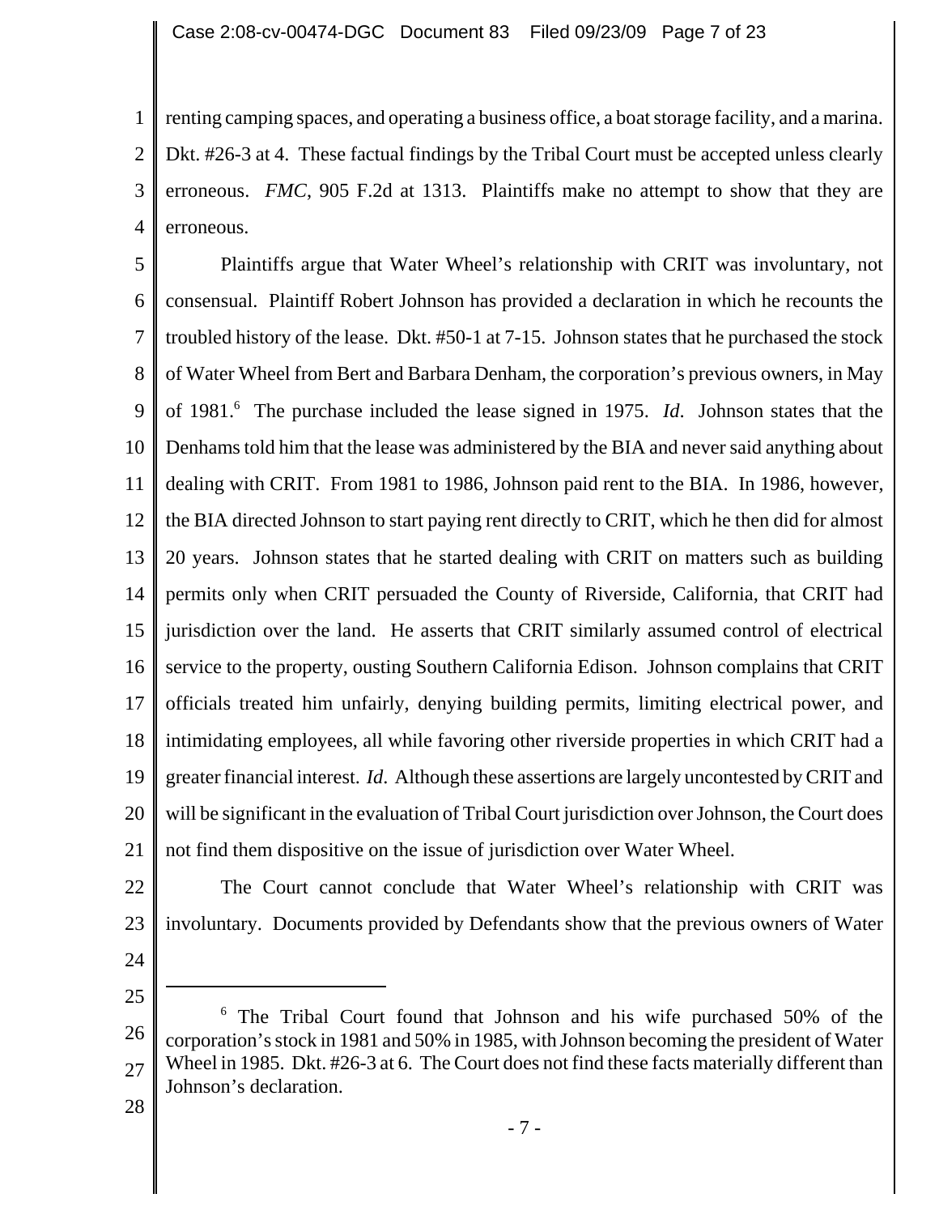renting camping spaces, and operating a business office, a boat storage facility, and a marina. Dkt. #26-3 at 4. These factual findings by the Tribal Court must be accepted unless clearly erroneous. *FMC*, 905 F.2d at 1313. Plaintiffs make no attempt to show that they are erroneous.

Plaintiffs argue that Water Wheel's relationship with CRIT was involuntary, not consensual. Plaintiff Robert Johnson has provided a declaration in which he recounts the troubled history of the lease. Dkt. #50-1 at 7-15. Johnson states that he purchased the stock of Water Wheel from Bert and Barbara Denham, the corporation's previous owners, in May of 1981.[6] The purchase included the lease signed in 1975. *Id*. Johnson states that the Denhams told him that the lease was administered by the BIA and never said anything about dealing with CRIT. From 1981 to 1986, Johnson paid rent to the BIA. In 1986, however, the BIA directed Johnson to start paying rent directly to CRIT, which he then did for almost 20 years. Johnson states that he started dealing with CRIT on matters such as building permits only when CRIT persuaded the County of Riverside, California, that CRIT had jurisdiction over the land. He asserts that CRIT similarly assumed control of electrical service to the property, ousting Southern California Edison. Johnson complains that CRIT officials treated him unfairly, denying building permits, limiting electrical power, and intimidating employees, all while favoring other riverside properties in which CRIT had a greater financial interest. *Id*. Although these assertions are largely uncontested by CRIT and will be significant in the evaluation of Tribal Court jurisdiction over Johnson, the Court does not find them dispositive on the issue of jurisdiction over Water Wheel.

The Court cannot conclude that Water Wheel's relationship with CRIT was involuntary. Documents provided by Defendants show that the previous owners of Water

---

[6] The Tribal Court found that Johnson and his wife purchased 50% of the corporation's stock in 1981 and 50% in 1985, with Johnson becoming the president of Water Wheel in 1985. Dkt. #26-3 at 6. The Court does not find these facts materially different than Johnson's declaration.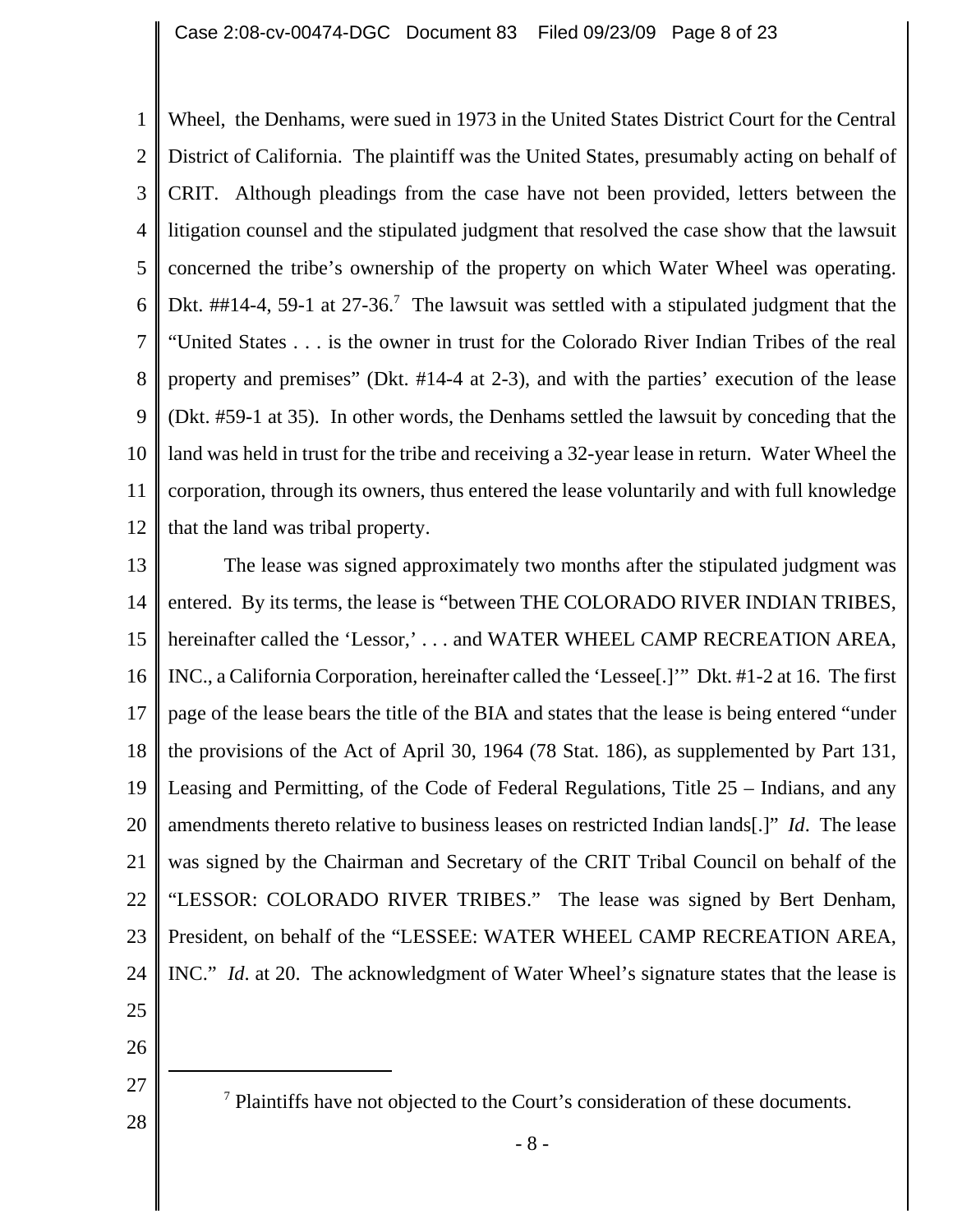Wheel, the Denhams, were sued in 1973 in the United States District Court for the Central District of California. The plaintiff was the United States, presumably acting on behalf of CRIT. Although pleadings from the case have not been provided, letters between the litigation counsel and the stipulated judgment that resolved the case show that the lawsuit concerned the tribe's ownership of the property on which Water Wheel was operating. Dkt. ##14-4, 59-1 at 27-36.[7] The lawsuit was settled with a stipulated judgment that the "United States . . . is the owner in trust for the Colorado River Indian Tribes of the real property and premises" (Dkt. #14-4 at 2-3), and with the parties' execution of the lease (Dkt. #59-1 at 35). In other words, the Denhams settled the lawsuit by conceding that the land was held in trust for the tribe and receiving a 32-year lease in return. Water Wheel the corporation, through its owners, thus entered the lease voluntarily and with full knowledge that the land was tribal property.

The lease was signed approximately two months after the stipulated judgment was entered. By its terms, the lease is "between THE COLORADO RIVER INDIAN TRIBES, hereinafter called the 'Lessor,' . . . and WATER WHEEL CAMP RECREATION AREA, INC., a California Corporation, hereinafter called the 'Lessee[.]'" Dkt. #1-2 at 16. The first page of the lease bears the title of the BIA and states that the lease is being entered "under the provisions of the Act of April 30, 1964 (78 Stat. 186), as supplemented by Part 131, Leasing and Permitting, of the Code of Federal Regulations, Title 25 – Indians, and any amendments thereto relative to business leases on restricted Indian lands[.]" *Id*. The lease was signed by the Chairman and Secretary of the CRIT Tribal Council on behalf of the "LESSOR: COLORADO RIVER TRIBES." The lease was signed by Bert Denham, President, on behalf of the "LESSEE: WATER WHEEL CAMP RECREATION AREA, INC." *Id*. at 20. The acknowledgment of Water Wheel's signature states that the lease is

---

[7] Plaintiffs have not objected to the Court's consideration of these documents.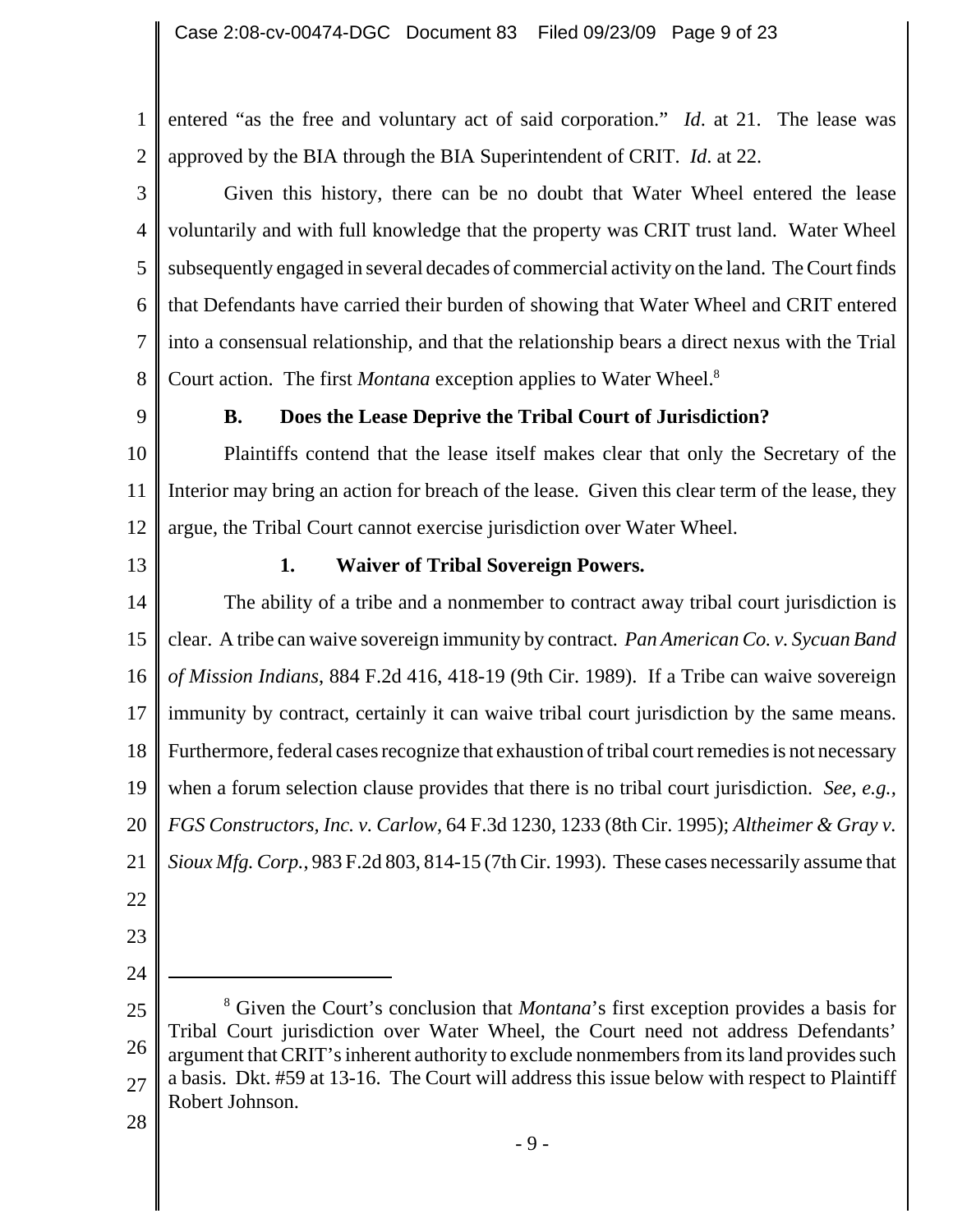entered "as the free and voluntary act of said corporation." *Id*. at 21. The lease was approved by the BIA through the BIA Superintendent of CRIT. *Id*. at 22.

Given this history, there can be no doubt that Water Wheel entered the lease voluntarily and with full knowledge that the property was CRIT trust land. Water Wheel subsequently engaged in several decades of commercial activity on the land. The Court finds that Defendants have carried their burden of showing that Water Wheel and CRIT entered into a consensual relationship, and that the relationship bears a direct nexus with the Trial Court action. The first *Montana* exception applies to Water Wheel.[8]

**B. Does the Lease Deprive the Tribal Court of Jurisdiction?**

Plaintiffs contend that the lease itself makes clear that only the Secretary of the Interior may bring an action for breach of the lease. Given this clear term of the lease, they argue, the Tribal Court cannot exercise jurisdiction over Water Wheel.

**1. Waiver of Tribal Sovereign Powers.**

The ability of a tribe and a nonmember to contract away tribal court jurisdiction is clear. A tribe can waive sovereign immunity by contract. *Pan American Co. v. Sycuan Band of Mission Indians*, 884 F.2d 416, 418-19 (9th Cir. 1989). If a Tribe can waive sovereign immunity by contract, certainly it can waive tribal court jurisdiction by the same means. Furthermore, federal cases recognize that exhaustion of tribal court remedies is not necessary when a forum selection clause provides that there is no tribal court jurisdiction. *See, e.g.*, *FGS Constructors, Inc. v. Carlow*, 64 F.3d 1230, 1233 (8th Cir. 1995); *Altheimer & Gray v. Sioux Mfg. Corp.*, 983 F.2d 803, 814-15 (7th Cir. 1993). These cases necessarily assume that

[8] Given the Court's conclusion that *Montana*'s first exception provides a basis for Tribal Court jurisdiction over Water Wheel, the Court need not address Defendants' argument that CRIT's inherent authority to exclude nonmembers from its land provides such a basis. Dkt. #59 at 13-16. The Court will address this issue below with respect to Plaintiff Robert Johnson.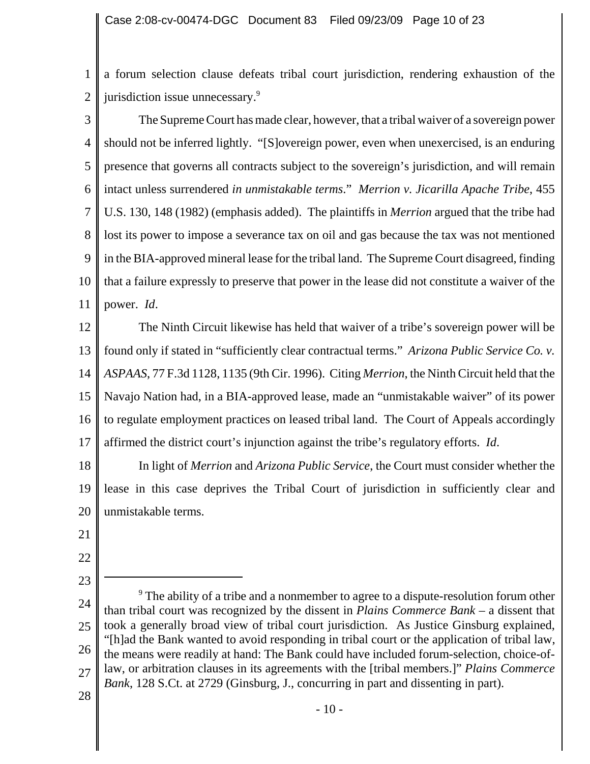a forum selection clause defeats tribal court jurisdiction, rendering exhaustion of the jurisdiction issue unnecessary.[9]

The Supreme Court has made clear, however, that a tribal waiver of a sovereign power should not be inferred lightly. "[S]overeign power, even when unexercised, is an enduring presence that governs all contracts subject to the sovereign's jurisdiction, and will remain intact unless surrendered *in unmistakable terms*." *Merrion v. Jicarilla Apache Tribe*, 455 U.S. 130, 148 (1982) (emphasis added). The plaintiffs in *Merrion* argued that the tribe had lost its power to impose a severance tax on oil and gas because the tax was not mentioned in the BIA-approved mineral lease for the tribal land. The Supreme Court disagreed, finding that a failure expressly to preserve that power in the lease did not constitute a waiver of the power. *Id*.

The Ninth Circuit likewise has held that waiver of a tribe's sovereign power will be found only if stated in "sufficiently clear contractual terms." *Arizona Public Service Co. v. ASPAAS*, 77 F.3d 1128, 1135 (9th Cir. 1996). Citing *Merrion*, the Ninth Circuit held that the Navajo Nation had, in a BIA-approved lease, made an "unmistakable waiver" of its power to regulate employment practices on leased tribal land. The Court of Appeals accordingly affirmed the district court's injunction against the tribe's regulatory efforts. *Id*.

In light of *Merrion* and *Arizona Public Service*, the Court must consider whether the lease in this case deprives the Tribal Court of jurisdiction in sufficiently clear and unmistakable terms.

---

[9] The ability of a tribe and a nonmember to agree to a dispute-resolution forum other than tribal court was recognized by the dissent in *Plains Commerce Bank* – a dissent that took a generally broad view of tribal court jurisdiction. As Justice Ginsburg explained, "[h]ad the Bank wanted to avoid responding in tribal court or the application of tribal law, the means were readily at hand: The Bank could have included forum-selection, choice-of-law, or arbitration clauses in its agreements with the [tribal members.]" *Plains Commerce Bank*, 128 S.Ct. at 2729 (Ginsburg, J., concurring in part and dissenting in part).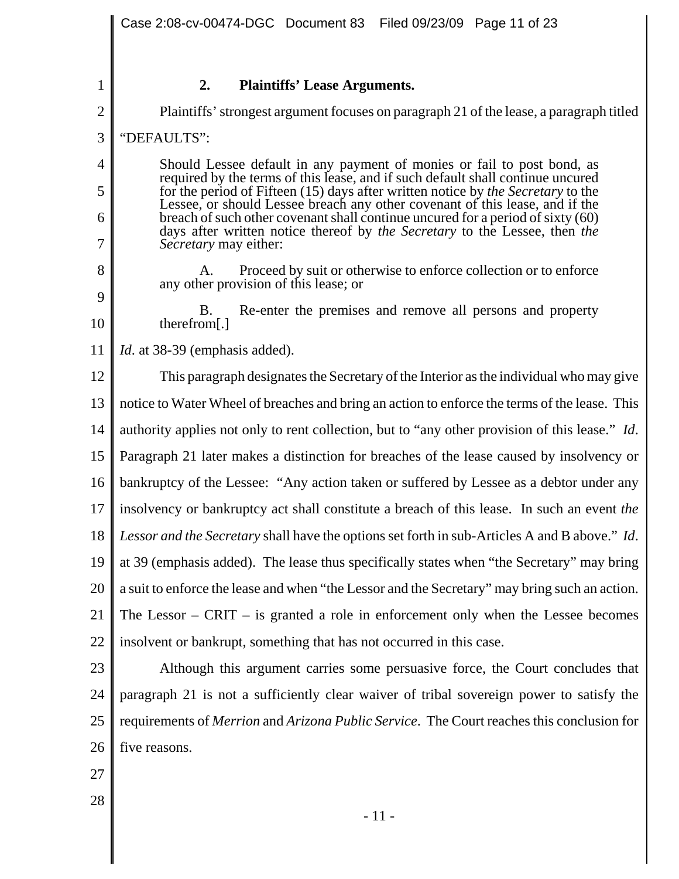### 2. Plaintiffs' Lease Arguments.

Plaintiffs' strongest argument focuses on paragraph 21 of the lease, a paragraph titled "DEFAULTS":

> Should Lessee default in any payment of monies or fail to post bond, as required by the terms of this lease, and if such default shall continue uncured for the period of Fifteen (15) days after written notice by *the Secretary* to the Lessee, or should Lessee breach any other covenant of this lease, and if the breach of such other covenant shall continue uncured for a period of sixty (60) days after written notice thereof by *the Secretary* to the Lessee, then *the Secretary* may either:
>
> A. Proceed by suit or otherwise to enforce collection or to enforce any other provision of this lease; or
>
> B. Re-enter the premises and remove all persons and property therefrom[.]

*Id*. at 38-39 (emphasis added).

This paragraph designates the Secretary of the Interior as the individual who may give notice to Water Wheel of breaches and bring an action to enforce the terms of the lease. This authority applies not only to rent collection, but to "any other provision of this lease." *Id*. Paragraph 21 later makes a distinction for breaches of the lease caused by insolvency or bankruptcy of the Lessee: "Any action taken or suffered by Lessee as a debtor under any insolvency or bankruptcy act shall constitute a breach of this lease. In such an event *the Lessor and the Secretary* shall have the options set forth in sub-Articles A and B above." *Id*. at 39 (emphasis added). The lease thus specifically states when "the Secretary" may bring a suit to enforce the lease and when "the Lessor and the Secretary" may bring such an action. The Lessor – CRIT – is granted a role in enforcement only when the Lessee becomes insolvent or bankrupt, something that has not occurred in this case.

Although this argument carries some persuasive force, the Court concludes that paragraph 21 is not a sufficiently clear waiver of tribal sovereign power to satisfy the requirements of *Merrion* and *Arizona Public Service*. The Court reaches this conclusion for five reasons.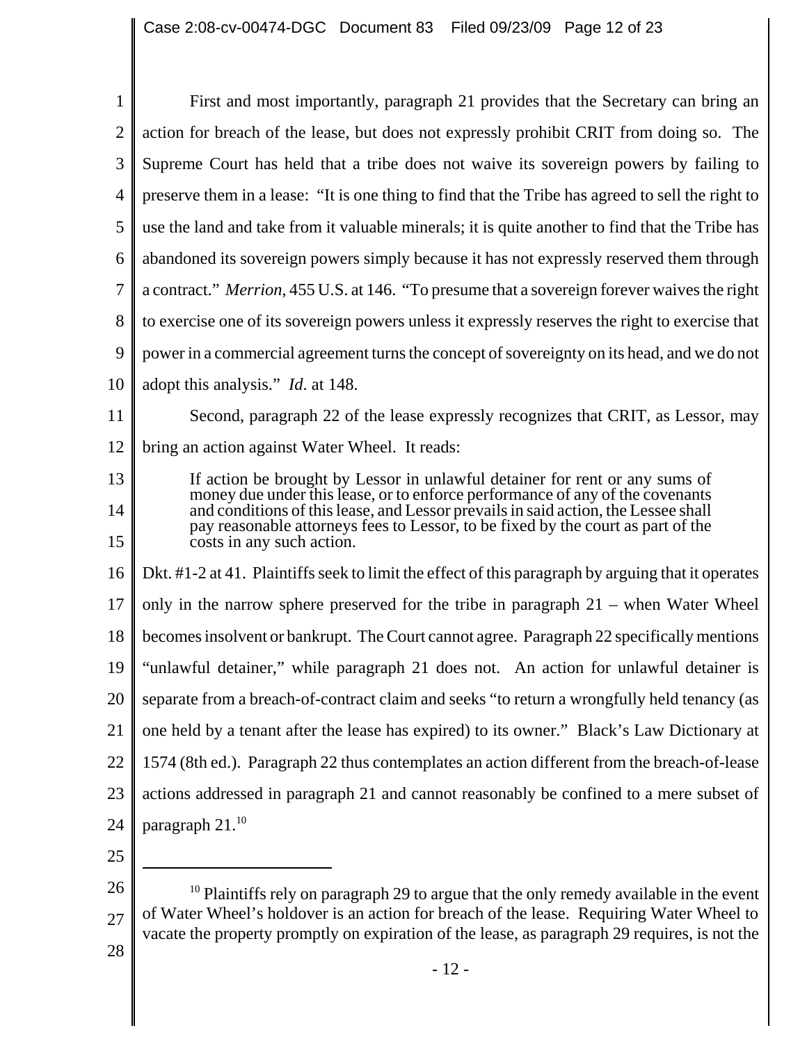First and most importantly, paragraph 21 provides that the Secretary can bring an action for breach of the lease, but does not expressly prohibit CRIT from doing so. The Supreme Court has held that a tribe does not waive its sovereign powers by failing to preserve them in a lease: "It is one thing to find that the Tribe has agreed to sell the right to use the land and take from it valuable minerals; it is quite another to find that the Tribe has abandoned its sovereign powers simply because it has not expressly reserved them through a contract." *Merrion*, 455 U.S. at 146. "To presume that a sovereign forever waives the right to exercise one of its sovereign powers unless it expressly reserves the right to exercise that power in a commercial agreement turns the concept of sovereignty on its head, and we do not adopt this analysis." *Id*. at 148.

Second, paragraph 22 of the lease expressly recognizes that CRIT, as Lessor, may bring an action against Water Wheel. It reads:

> If action be brought by Lessor in unlawful detainer for rent or any sums of money due under this lease, or to enforce performance of any of the covenants and conditions of this lease, and Lessor prevails in said action, the Lessee shall pay reasonable attorneys fees to Lessor, to be fixed by the court as part of the costs in any such action.

Dkt. #1-2 at 41. Plaintiffs seek to limit the effect of this paragraph by arguing that it operates only in the narrow sphere preserved for the tribe in paragraph 21 – when Water Wheel becomes insolvent or bankrupt. The Court cannot agree. Paragraph 22 specifically mentions "unlawful detainer," while paragraph 21 does not. An action for unlawful detainer is separate from a breach-of-contract claim and seeks "to return a wrongfully held tenancy (as one held by a tenant after the lease has expired) to its owner." Black's Law Dictionary at 1574 (8th ed.). Paragraph 22 thus contemplates an action different from the breach-of-lease actions addressed in paragraph 21 and cannot reasonably be confined to a mere subset of paragraph 21.[10]

---

[10] Plaintiffs rely on paragraph 29 to argue that the only remedy available in the event of Water Wheel's holdover is an action for breach of the lease. Requiring Water Wheel to vacate the property promptly on expiration of the lease, as paragraph 29 requires, is not the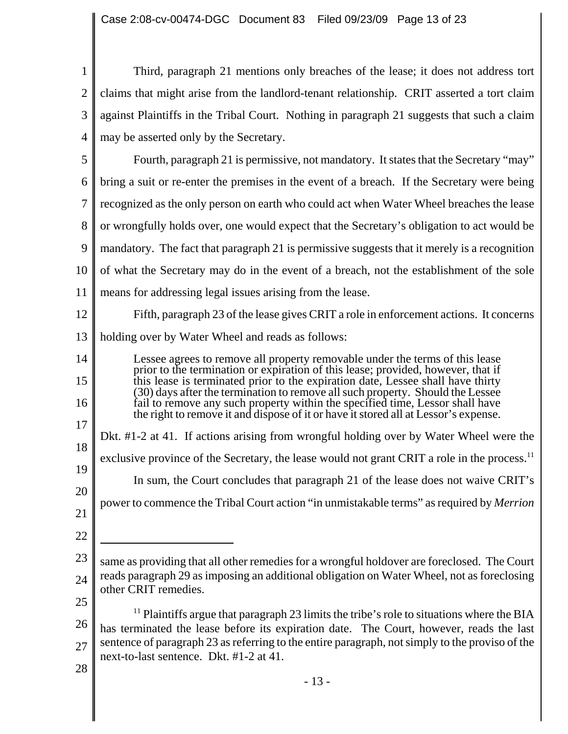Third, paragraph 21 mentions only breaches of the lease; it does not address tort claims that might arise from the landlord-tenant relationship. CRIT asserted a tort claim against Plaintiffs in the Tribal Court. Nothing in paragraph 21 suggests that such a claim may be asserted only by the Secretary.

Fourth, paragraph 21 is permissive, not mandatory. It states that the Secretary "may" bring a suit or re-enter the premises in the event of a breach. If the Secretary were being recognized as the only person on earth who could act when Water Wheel breaches the lease or wrongfully holds over, one would expect that the Secretary's obligation to act would be mandatory. The fact that paragraph 21 is permissive suggests that it merely is a recognition of what the Secretary may do in the event of a breach, not the establishment of the sole means for addressing legal issues arising from the lease.

Fifth, paragraph 23 of the lease gives CRIT a role in enforcement actions. It concerns holding over by Water Wheel and reads as follows:

> Lessee agrees to remove all property removable under the terms of this lease prior to the termination or expiration of this lease; provided, however, that if this lease is terminated prior to the expiration date, Lessee shall have thirty (30) days after the termination to remove all such property. Should the Lessee fail to remove any such property within the specified time, Lessor shall have the right to remove it and dispose of it or have it stored all at Lessor's expense.

Dkt. #1-2 at 41. If actions arising from wrongful holding over by Water Wheel were the exclusive province of the Secretary, the lease would not grant CRIT a role in the process.[11]

In sum, the Court concludes that paragraph 21 of the lease does not waive CRIT's power to commence the Tribal Court action "in unmistakable terms" as required by *Merrion*

---

same as providing that all other remedies for a wrongful holdover are foreclosed. The Court reads paragraph 29 as imposing an additional obligation on Water Wheel, not as foreclosing other CRIT remedies.

[11] Plaintiffs argue that paragraph 23 limits the tribe's role to situations where the BIA has terminated the lease before its expiration date. The Court, however, reads the last sentence of paragraph 23 as referring to the entire paragraph, not simply to the proviso of the next-to-last sentence. Dkt. #1-2 at 41.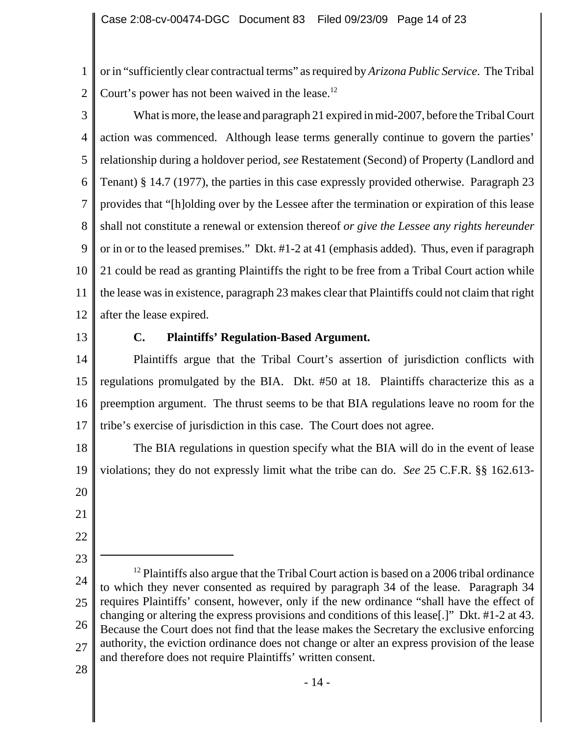or in "sufficiently clear contractual terms" as required by *Arizona Public Service*. The Tribal Court's power has not been waived in the lease.[12]

What is more, the lease and paragraph 21 expired in mid-2007, before the Tribal Court action was commenced. Although lease terms generally continue to govern the parties' relationship during a holdover period, *see* Restatement (Second) of Property (Landlord and Tenant) § 14.7 (1977), the parties in this case expressly provided otherwise. Paragraph 23 provides that "[h]olding over by the Lessee after the termination or expiration of this lease shall not constitute a renewal or extension thereof *or give the Lessee any rights hereunder* or in or to the leased premises." Dkt. #1-2 at 41 (emphasis added). Thus, even if paragraph 21 could be read as granting Plaintiffs the right to be free from a Tribal Court action while the lease was in existence, paragraph 23 makes clear that Plaintiffs could not claim that right after the lease expired.

### C. Plaintiffs' Regulation-Based Argument.

Plaintiffs argue that the Tribal Court's assertion of jurisdiction conflicts with regulations promulgated by the BIA. Dkt. #50 at 18. Plaintiffs characterize this as a preemption argument. The thrust seems to be that BIA regulations leave no room for the tribe's exercise of jurisdiction in this case. The Court does not agree.

The BIA regulations in question specify what the BIA will do in the event of lease violations; they do not expressly limit what the tribe can do. *See* 25 C.F.R. §§ 162.613-

---

[12] Plaintiffs also argue that the Tribal Court action is based on a 2006 tribal ordinance to which they never consented as required by paragraph 34 of the lease. Paragraph 34 requires Plaintiffs' consent, however, only if the new ordinance "shall have the effect of changing or altering the express provisions and conditions of this lease[.]" Dkt. #1-2 at 43. Because the Court does not find that the lease makes the Secretary the exclusive enforcing authority, the eviction ordinance does not change or alter an express provision of the lease and therefore does not require Plaintiffs' written consent.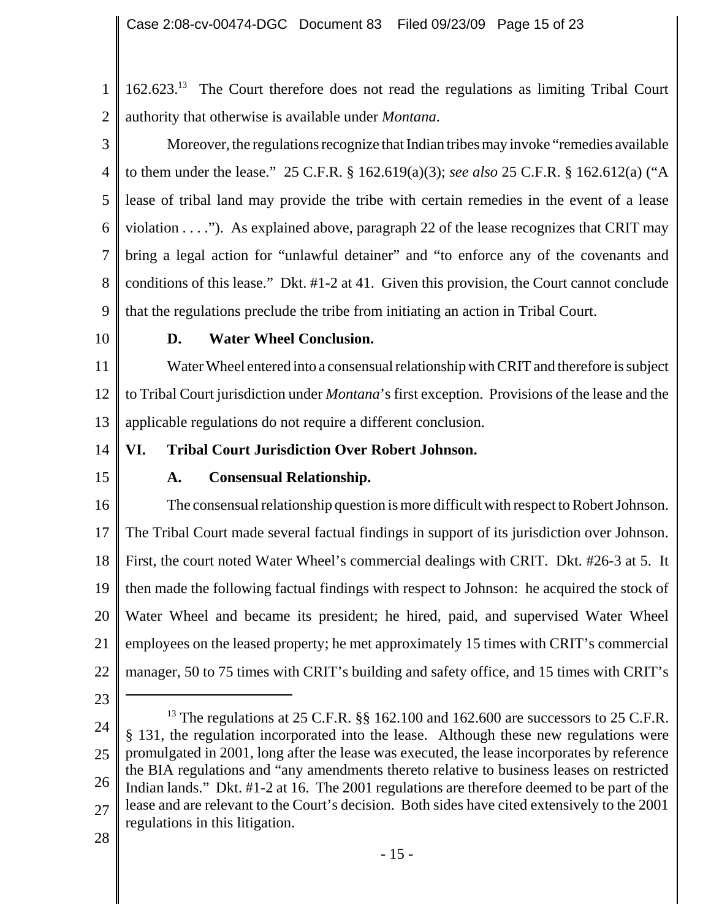162.623.[13] The Court therefore does not read the regulations as limiting Tribal Court authority that otherwise is available under *Montana*.

Moreover, the regulations recognize that Indian tribes may invoke "remedies available to them under the lease." 25 C.F.R. § 162.619(a)(3); *see also* 25 C.F.R. § 162.612(a) ("A lease of tribal land may provide the tribe with certain remedies in the event of a lease violation . . . ."). As explained above, paragraph 22 of the lease recognizes that CRIT may bring a legal action for "unlawful detainer" and "to enforce any of the covenants and conditions of this lease." Dkt. #1-2 at 41. Given this provision, the Court cannot conclude that the regulations preclude the tribe from initiating an action in Tribal Court.

### D. Water Wheel Conclusion.

Water Wheel entered into a consensual relationship with CRIT and therefore is subject to Tribal Court jurisdiction under *Montana*'s first exception. Provisions of the lease and the applicable regulations do not require a different conclusion.

## VI. Tribal Court Jurisdiction Over Robert Johnson.

### A. Consensual Relationship.

The consensual relationship question is more difficult with respect to Robert Johnson. The Tribal Court made several factual findings in support of its jurisdiction over Johnson. First, the court noted Water Wheel's commercial dealings with CRIT. Dkt. #26-3 at 5. It then made the following factual findings with respect to Johnson: he acquired the stock of Water Wheel and became its president; he hired, paid, and supervised Water Wheel employees on the leased property; he met approximately 15 times with CRIT's commercial manager, 50 to 75 times with CRIT's building and safety office, and 15 times with CRIT's

---

[13] The regulations at 25 C.F.R. §§ 162.100 and 162.600 are successors to 25 C.F.R. § 131, the regulation incorporated into the lease. Although these new regulations were promulgated in 2001, long after the lease was executed, the lease incorporates by reference the BIA regulations and "any amendments thereto relative to business leases on restricted Indian lands." Dkt. #1-2 at 16. The 2001 regulations are therefore deemed to be part of the lease and are relevant to the Court's decision. Both sides have cited extensively to the 2001 regulations in this litigation.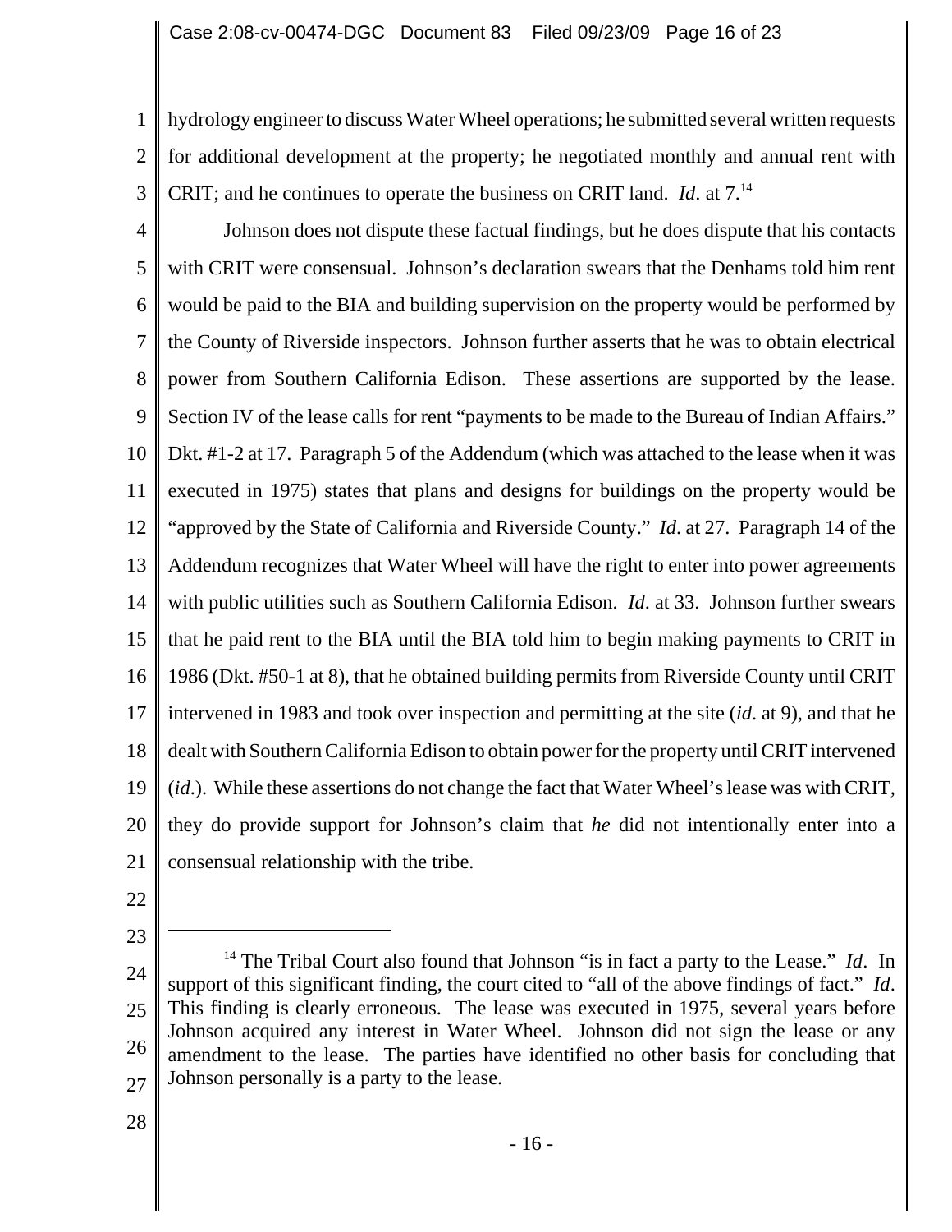hydrology engineer to discuss Water Wheel operations; he submitted several written requests for additional development at the property; he negotiated monthly and annual rent with CRIT; and he continues to operate the business on CRIT land. *Id*. at 7.[14]

Johnson does not dispute these factual findings, but he does dispute that his contacts with CRIT were consensual. Johnson's declaration swears that the Denhams told him rent would be paid to the BIA and building supervision on the property would be performed by the County of Riverside inspectors. Johnson further asserts that he was to obtain electrical power from Southern California Edison. These assertions are supported by the lease. Section IV of the lease calls for rent "payments to be made to the Bureau of Indian Affairs." Dkt. #1-2 at 17. Paragraph 5 of the Addendum (which was attached to the lease when it was executed in 1975) states that plans and designs for buildings on the property would be "approved by the State of California and Riverside County." *Id*. at 27. Paragraph 14 of the Addendum recognizes that Water Wheel will have the right to enter into power agreements with public utilities such as Southern California Edison. *Id*. at 33. Johnson further swears that he paid rent to the BIA until the BIA told him to begin making payments to CRIT in 1986 (Dkt. #50-1 at 8), that he obtained building permits from Riverside County until CRIT intervened in 1983 and took over inspection and permitting at the site (*id*. at 9), and that he dealt with Southern California Edison to obtain power for the property until CRIT intervened (*id*.). While these assertions do not change the fact that Water Wheel's lease was with CRIT, they do provide support for Johnson's claim that *he* did not intentionally enter into a consensual relationship with the tribe.

---

[14] The Tribal Court also found that Johnson "is in fact a party to the Lease." *Id*. In support of this significant finding, the court cited to "all of the above findings of fact." *Id*. This finding is clearly erroneous. The lease was executed in 1975, several years before Johnson acquired any interest in Water Wheel. Johnson did not sign the lease or any amendment to the lease. The parties have identified no other basis for concluding that Johnson personally is a party to the lease.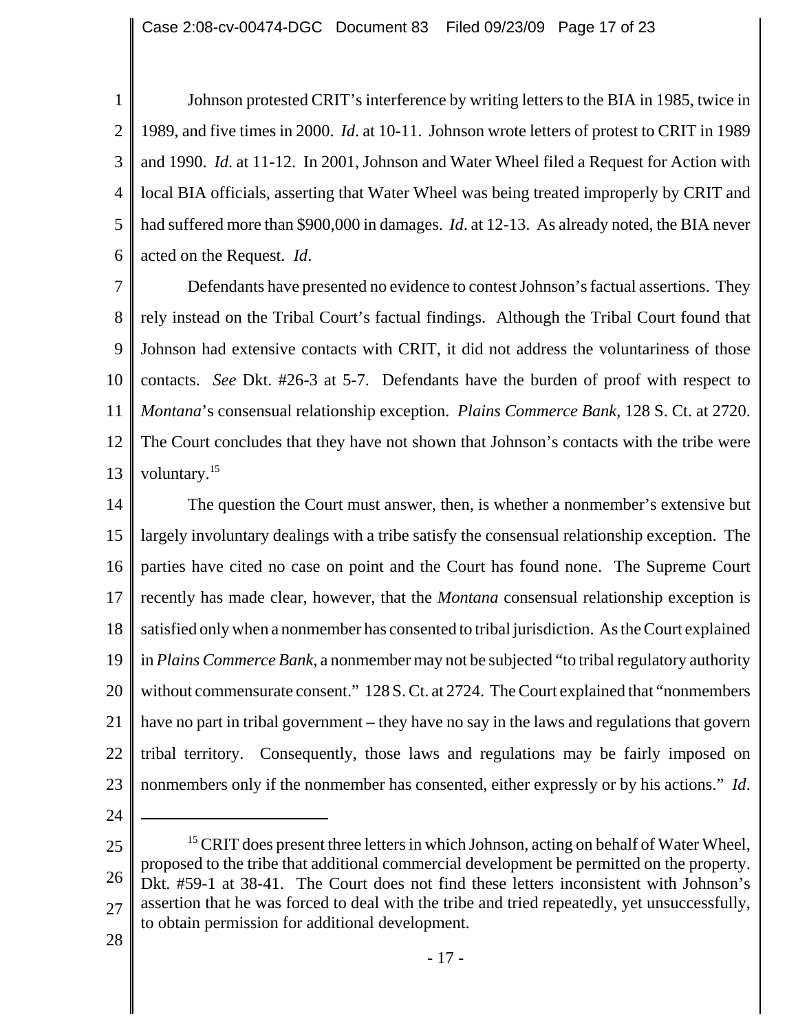Johnson protested CRIT's interference by writing letters to the BIA in 1985, twice in 1989, and five times in 2000. *Id*. at 10-11. Johnson wrote letters of protest to CRIT in 1989 and 1990. *Id*. at 11-12. In 2001, Johnson and Water Wheel filed a Request for Action with local BIA officials, asserting that Water Wheel was being treated improperly by CRIT and had suffered more than $900,000 in damages. *Id*. at 12-13. As already noted, the BIA never acted on the Request. *Id*.

Defendants have presented no evidence to contest Johnson's factual assertions. They rely instead on the Tribal Court's factual findings. Although the Tribal Court found that Johnson had extensive contacts with CRIT, it did not address the voluntariness of those contacts. *See* Dkt. #26-3 at 5-7. Defendants have the burden of proof with respect to *Montana*'s consensual relationship exception. *Plains Commerce Bank*, 128 S. Ct. at 2720. The Court concludes that they have not shown that Johnson's contacts with the tribe were voluntary.[15]

The question the Court must answer, then, is whether a nonmember's extensive but largely involuntary dealings with a tribe satisfy the consensual relationship exception. The parties have cited no case on point and the Court has found none. The Supreme Court recently has made clear, however, that the *Montana* consensual relationship exception is satisfied only when a nonmember has consented to tribal jurisdiction. As the Court explained in *Plains Commerce Bank*, a nonmember may not be subjected "to tribal regulatory authority without commensurate consent." 128 S. Ct. at 2724. The Court explained that "nonmembers have no part in tribal government – they have no say in the laws and regulations that govern tribal territory. Consequently, those laws and regulations may be fairly imposed on nonmembers only if the nonmember has consented, either expressly or by his actions." *Id*.

---

[15] CRIT does present three letters in which Johnson, acting on behalf of Water Wheel, proposed to the tribe that additional commercial development be permitted on the property. Dkt. #59-1 at 38-41. The Court does not find these letters inconsistent with Johnson's assertion that he was forced to deal with the tribe and tried repeatedly, yet unsuccessfully, to obtain permission for additional development.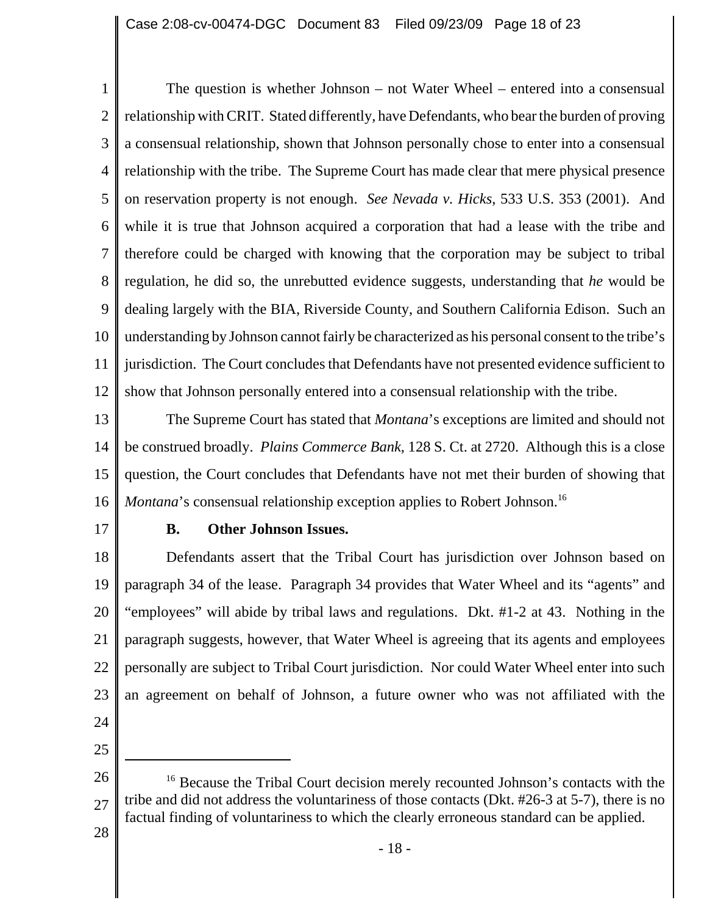The question is whether Johnson – not Water Wheel – entered into a consensual relationship with CRIT. Stated differently, have Defendants, who bear the burden of proving a consensual relationship, shown that Johnson personally chose to enter into a consensual relationship with the tribe. The Supreme Court has made clear that mere physical presence on reservation property is not enough. *See Nevada v. Hicks*, 533 U.S. 353 (2001). And while it is true that Johnson acquired a corporation that had a lease with the tribe and therefore could be charged with knowing that the corporation may be subject to tribal regulation, he did so, the unrebutted evidence suggests, understanding that *he* would be dealing largely with the BIA, Riverside County, and Southern California Edison. Such an understanding by Johnson cannot fairly be characterized as his personal consent to the tribe's jurisdiction. The Court concludes that Defendants have not presented evidence sufficient to show that Johnson personally entered into a consensual relationship with the tribe.

The Supreme Court has stated that *Montana*'s exceptions are limited and should not be construed broadly. *Plains Commerce Bank*, 128 S. Ct. at 2720. Although this is a close question, the Court concludes that Defendants have not met their burden of showing that *Montana*'s consensual relationship exception applies to Robert Johnson.[16]

### B. Other Johnson Issues.

Defendants assert that the Tribal Court has jurisdiction over Johnson based on paragraph 34 of the lease. Paragraph 34 provides that Water Wheel and its "agents" and "employees" will abide by tribal laws and regulations. Dkt. #1-2 at 43. Nothing in the paragraph suggests, however, that Water Wheel is agreeing that its agents and employees personally are subject to Tribal Court jurisdiction. Nor could Water Wheel enter into such an agreement on behalf of Johnson, a future owner who was not affiliated with the

[16] Because the Tribal Court decision merely recounted Johnson's contacts with the tribe and did not address the voluntariness of those contacts (Dkt. #26-3 at 5-7), there is no factual finding of voluntariness to which the clearly erroneous standard can be applied.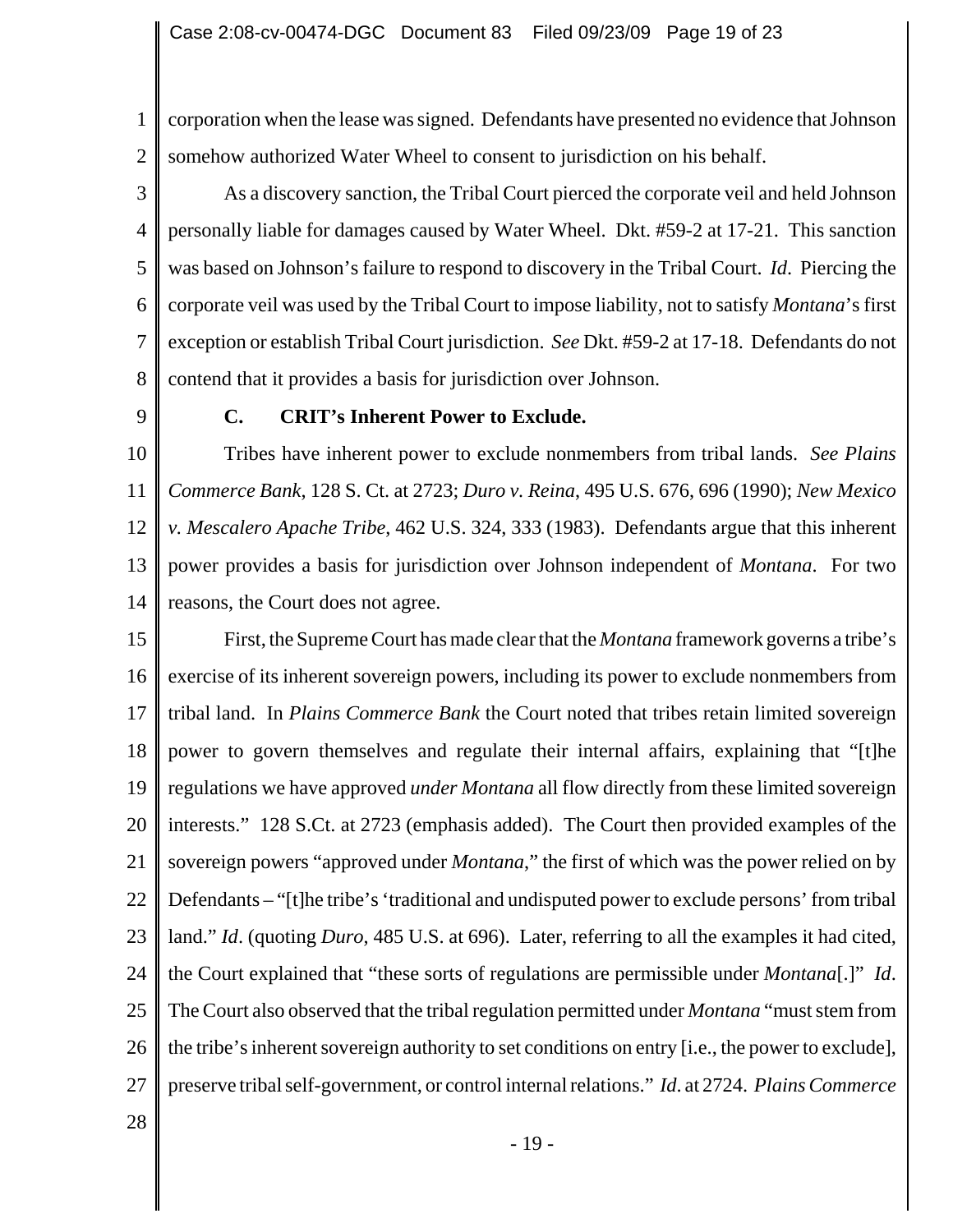corporation when the lease was signed. Defendants have presented no evidence that Johnson somehow authorized Water Wheel to consent to jurisdiction on his behalf.

As a discovery sanction, the Tribal Court pierced the corporate veil and held Johnson personally liable for damages caused by Water Wheel. Dkt. #59-2 at 17-21. This sanction was based on Johnson's failure to respond to discovery in the Tribal Court. *Id*. Piercing the corporate veil was used by the Tribal Court to impose liability, not to satisfy *Montana*'s first exception or establish Tribal Court jurisdiction. *See* Dkt. #59-2 at 17-18. Defendants do not contend that it provides a basis for jurisdiction over Johnson.

### C. CRIT's Inherent Power to Exclude.

Tribes have inherent power to exclude nonmembers from tribal lands. *See Plains Commerce Bank*, 128 S. Ct. at 2723; *Duro v. Reina*, 495 U.S. 676, 696 (1990); *New Mexico v. Mescalero Apache Tribe*, 462 U.S. 324, 333 (1983). Defendants argue that this inherent power provides a basis for jurisdiction over Johnson independent of *Montana*. For two reasons, the Court does not agree.

First, the Supreme Court has made clear that the *Montana* framework governs a tribe's exercise of its inherent sovereign powers, including its power to exclude nonmembers from tribal land. In *Plains Commerce Bank* the Court noted that tribes retain limited sovereign power to govern themselves and regulate their internal affairs, explaining that "[t]he regulations we have approved *under Montana* all flow directly from these limited sovereign interests." 128 S.Ct. at 2723 (emphasis added). The Court then provided examples of the sovereign powers "approved under *Montana*," the first of which was the power relied on by Defendants – "[t]he tribe's 'traditional and undisputed power to exclude persons' from tribal land." *Id*. (quoting *Duro*, 485 U.S. at 696). Later, referring to all the examples it had cited, the Court explained that "these sorts of regulations are permissible under *Montana*[.]" *Id*. The Court also observed that the tribal regulation permitted under *Montana* "must stem from the tribe's inherent sovereign authority to set conditions on entry [i.e., the power to exclude], preserve tribal self-government, or control internal relations." *Id*. at 2724. *Plains Commerce*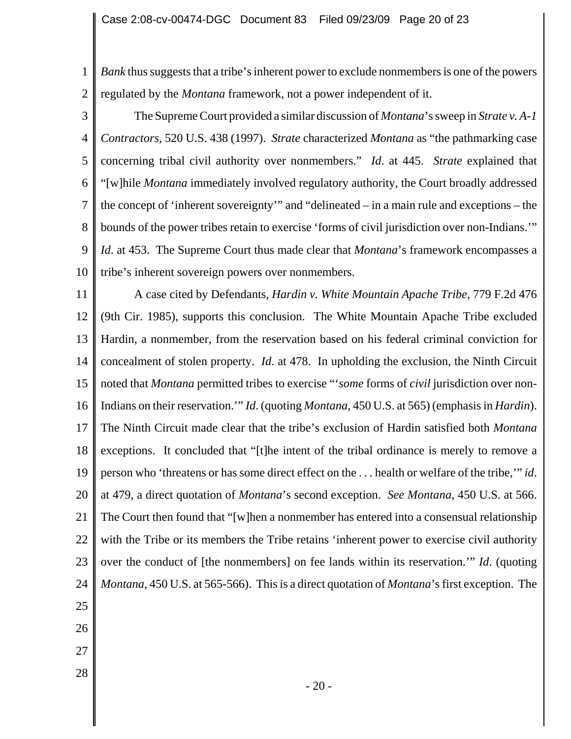*Bank* thus suggests that a tribe's inherent power to exclude nonmembers is one of the powers regulated by the *Montana* framework, not a power independent of it.

The Supreme Court provided a similar discussion of *Montana*'s sweep in *Strate v. A-1 Contractors*, 520 U.S. 438 (1997). *Strate* characterized *Montana* as "the pathmarking case concerning tribal civil authority over nonmembers." *Id*. at 445. *Strate* explained that "[w]hile *Montana* immediately involved regulatory authority, the Court broadly addressed the concept of 'inherent sovereignty'" and "delineated – in a main rule and exceptions – the bounds of the power tribes retain to exercise 'forms of civil jurisdiction over non-Indians.'" *Id*. at 453. The Supreme Court thus made clear that *Montana*'s framework encompasses a tribe's inherent sovereign powers over nonmembers.

A case cited by Defendants, *Hardin v. White Mountain Apache Tribe*, 779 F.2d 476 (9th Cir. 1985), supports this conclusion. The White Mountain Apache Tribe excluded Hardin, a nonmember, from the reservation based on his federal criminal conviction for concealment of stolen property. *Id*. at 478. In upholding the exclusion, the Ninth Circuit noted that *Montana* permitted tribes to exercise "'*some* forms of *civil* jurisdiction over non-Indians on their reservation.'" *Id*. (quoting *Montana*, 450 U.S. at 565) (emphasis in *Hardin*). The Ninth Circuit made clear that the tribe's exclusion of Hardin satisfied both *Montana* exceptions. It concluded that "[t]he intent of the tribal ordinance is merely to remove a person who 'threatens or has some direct effect on the . . . health or welfare of the tribe,'" *id*. at 479, a direct quotation of *Montana*'s second exception. *See Montana*, 450 U.S. at 566. The Court then found that "[w]hen a nonmember has entered into a consensual relationship with the Tribe or its members the Tribe retains 'inherent power to exercise civil authority over the conduct of [the nonmembers] on fee lands within its reservation.'" *Id*. (quoting *Montana*, 450 U.S. at 565-566). This is a direct quotation of *Montana*'s first exception. The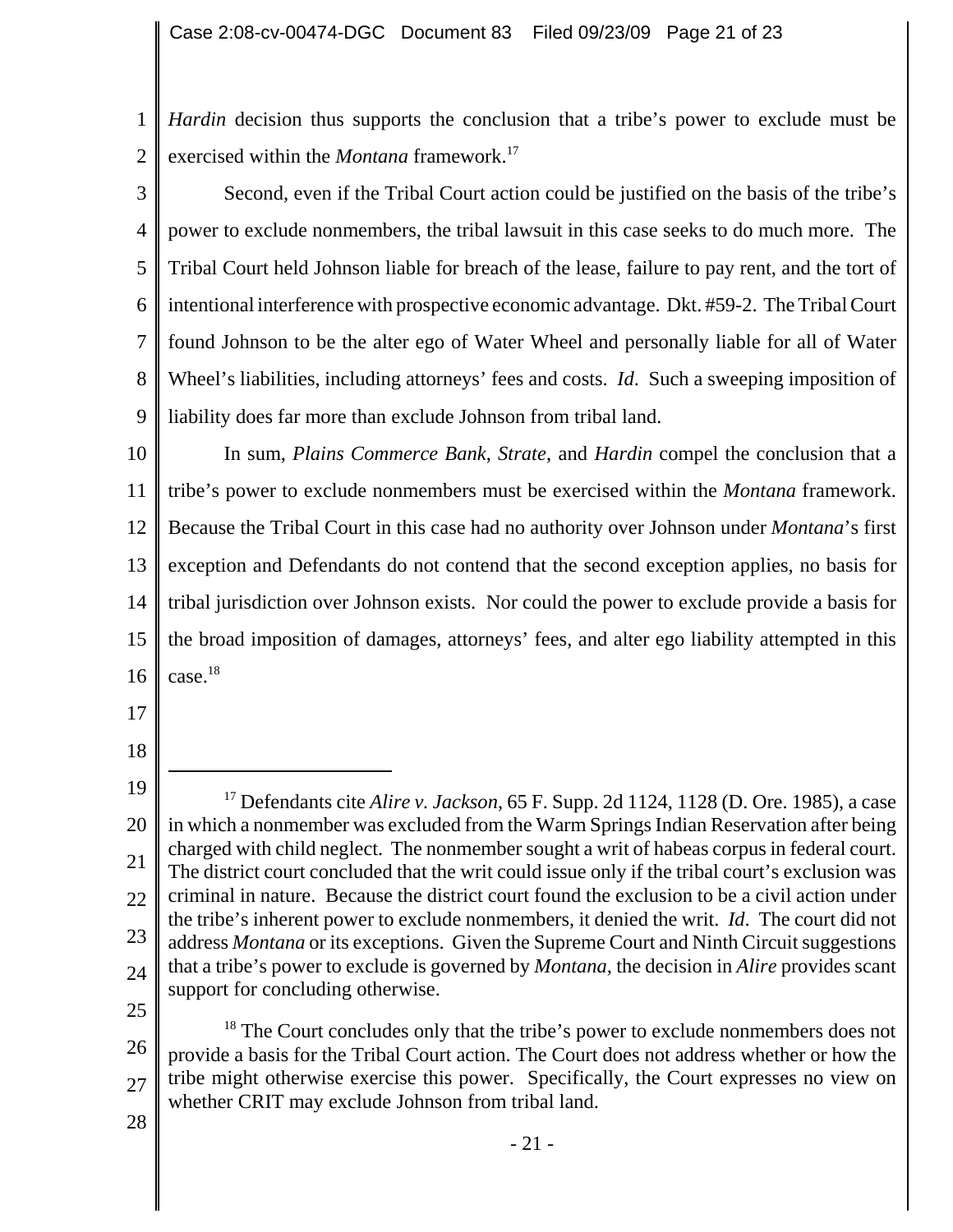*Hardin* decision thus supports the conclusion that a tribe's power to exclude must be exercised within the *Montana* framework.[17]

Second, even if the Tribal Court action could be justified on the basis of the tribe's power to exclude nonmembers, the tribal lawsuit in this case seeks to do much more. The Tribal Court held Johnson liable for breach of the lease, failure to pay rent, and the tort of intentional interference with prospective economic advantage. Dkt. #59-2. The Tribal Court found Johnson to be the alter ego of Water Wheel and personally liable for all of Water Wheel's liabilities, including attorneys' fees and costs. *Id*. Such a sweeping imposition of liability does far more than exclude Johnson from tribal land.

In sum, *Plains Commerce Bank*, *Strate*, and *Hardin* compel the conclusion that a tribe's power to exclude nonmembers must be exercised within the *Montana* framework. Because the Tribal Court in this case had no authority over Johnson under *Montana*'s first exception and Defendants do not contend that the second exception applies, no basis for tribal jurisdiction over Johnson exists. Nor could the power to exclude provide a basis for the broad imposition of damages, attorneys' fees, and alter ego liability attempted in this case.[18]

---

[17] Defendants cite *Alire v. Jackson*, 65 F. Supp. 2d 1124, 1128 (D. Ore. 1985), a case in which a nonmember was excluded from the Warm Springs Indian Reservation after being charged with child neglect. The nonmember sought a writ of habeas corpus in federal court. The district court concluded that the writ could issue only if the tribal court's exclusion was criminal in nature. Because the district court found the exclusion to be a civil action under the tribe's inherent power to exclude nonmembers, it denied the writ. *Id*. The court did not address *Montana* or its exceptions. Given the Supreme Court and Ninth Circuit suggestions that a tribe's power to exclude is governed by *Montana*, the decision in *Alire* provides scant support for concluding otherwise.

[18] The Court concludes only that the tribe's power to exclude nonmembers does not provide a basis for the Tribal Court action. The Court does not address whether or how the tribe might otherwise exercise this power. Specifically, the Court expresses no view on whether CRIT may exclude Johnson from tribal land.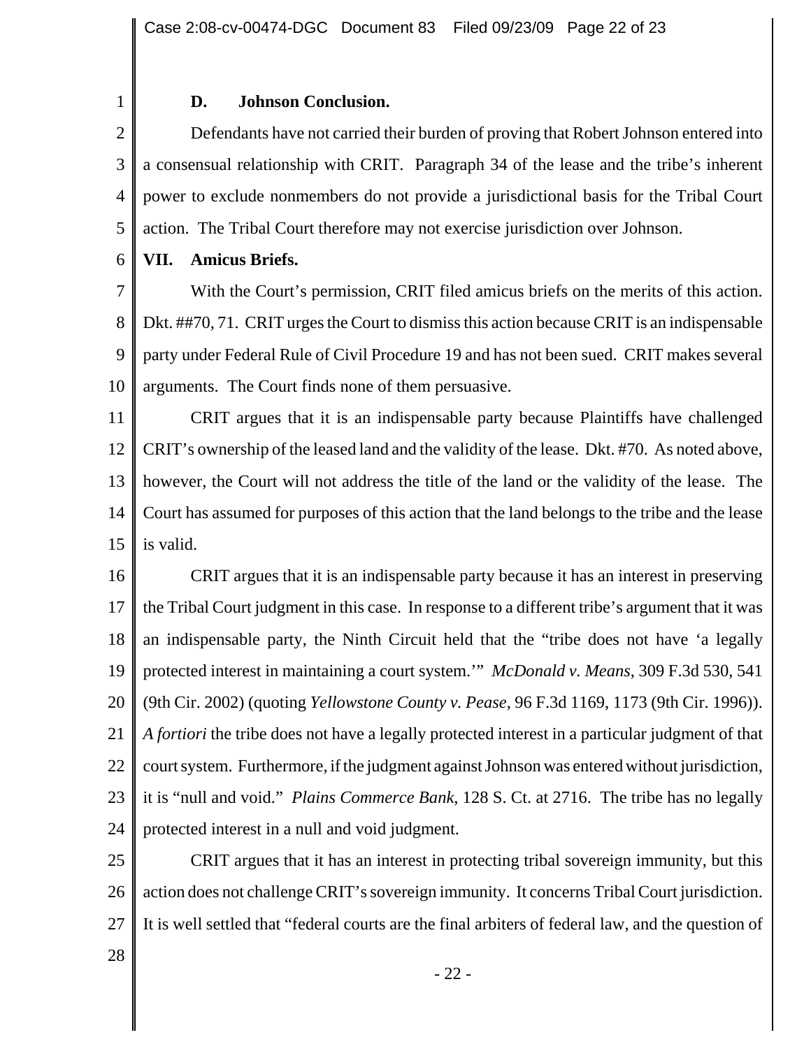### D. Johnson Conclusion.

Defendants have not carried their burden of proving that Robert Johnson entered into a consensual relationship with CRIT. Paragraph 34 of the lease and the tribe's inherent power to exclude nonmembers do not provide a jurisdictional basis for the Tribal Court action. The Tribal Court therefore may not exercise jurisdiction over Johnson.

## VII. Amicus Briefs.

With the Court's permission, CRIT filed amicus briefs on the merits of this action. Dkt. ##70, 71. CRIT urges the Court to dismiss this action because CRIT is an indispensable party under Federal Rule of Civil Procedure 19 and has not been sued. CRIT makes several arguments. The Court finds none of them persuasive.

CRIT argues that it is an indispensable party because Plaintiffs have challenged CRIT's ownership of the leased land and the validity of the lease. Dkt. #70. As noted above, however, the Court will not address the title of the land or the validity of the lease. The Court has assumed for purposes of this action that the land belongs to the tribe and the lease is valid.

CRIT argues that it is an indispensable party because it has an interest in preserving the Tribal Court judgment in this case. In response to a different tribe's argument that it was an indispensable party, the Ninth Circuit held that the "tribe does not have 'a legally protected interest in maintaining a court system.'" *McDonald v. Means*, 309 F.3d 530, 541 (9th Cir. 2002) (quoting *Yellowstone County v. Pease*, 96 F.3d 1169, 1173 (9th Cir. 1996)). *A fortiori* the tribe does not have a legally protected interest in a particular judgment of that court system. Furthermore, if the judgment against Johnson was entered without jurisdiction, it is "null and void." *Plains Commerce Bank*, 128 S. Ct. at 2716. The tribe has no legally protected interest in a null and void judgment.

CRIT argues that it has an interest in protecting tribal sovereign immunity, but this action does not challenge CRIT's sovereign immunity. It concerns Tribal Court jurisdiction. It is well settled that "federal courts are the final arbiters of federal law, and the question of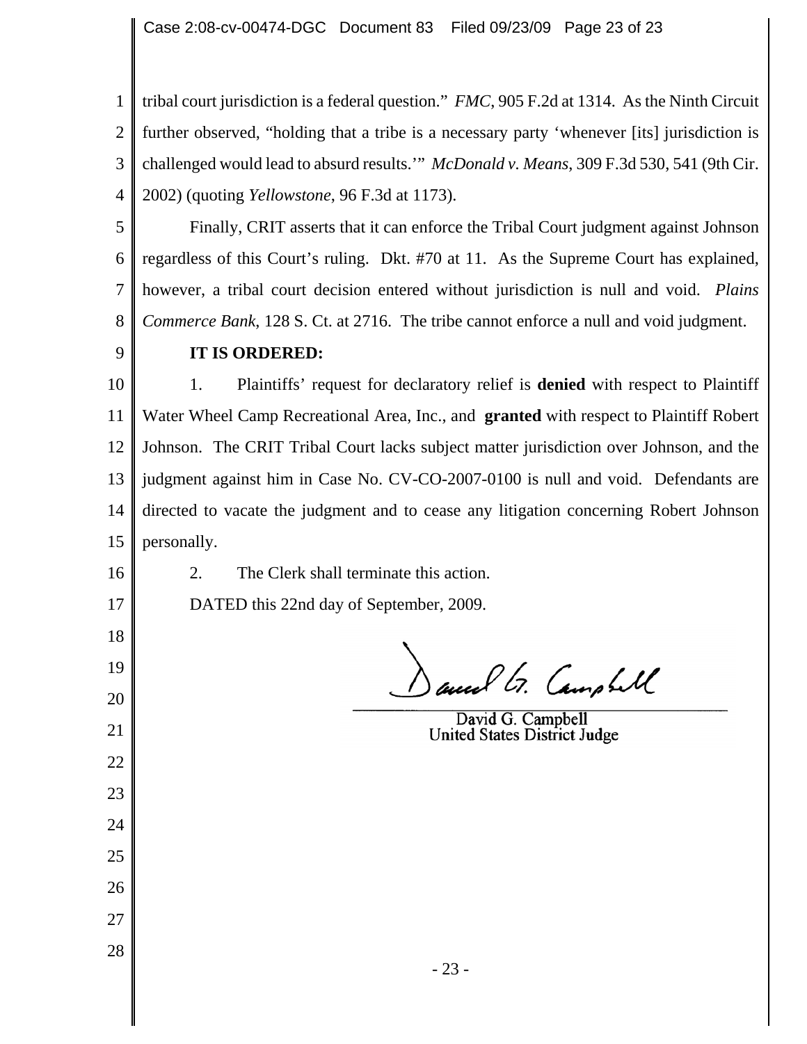tribal court jurisdiction is a federal question." *FMC*, 905 F.2d at 1314. As the Ninth Circuit further observed, "holding that a tribe is a necessary party 'whenever [its] jurisdiction is challenged would lead to absurd results.'" *McDonald v. Means*, 309 F.3d 530, 541 (9th Cir. 2002) (quoting *Yellowstone*, 96 F.3d at 1173).

Finally, CRIT asserts that it can enforce the Tribal Court judgment against Johnson regardless of this Court's ruling. Dkt. #70 at 11. As the Supreme Court has explained, however, a tribal court decision entered without jurisdiction is null and void. *Plains Commerce Bank*, 128 S. Ct. at 2716. The tribe cannot enforce a null and void judgment.

**IT IS ORDERED:**

1. Plaintiffs' request for declaratory relief is **denied** with respect to Plaintiff Water Wheel Camp Recreational Area, Inc., and **granted** with respect to Plaintiff Robert Johnson. The CRIT Tribal Court lacks subject matter jurisdiction over Johnson, and the judgment against him in Case No. CV-CO-2007-0100 is null and void. Defendants are directed to vacate the judgment and to cease any litigation concerning Robert Johnson personally.

2. The Clerk shall terminate this action.

DATED this 22nd day of September, 2009.

David G. Campbell
United States District Judge